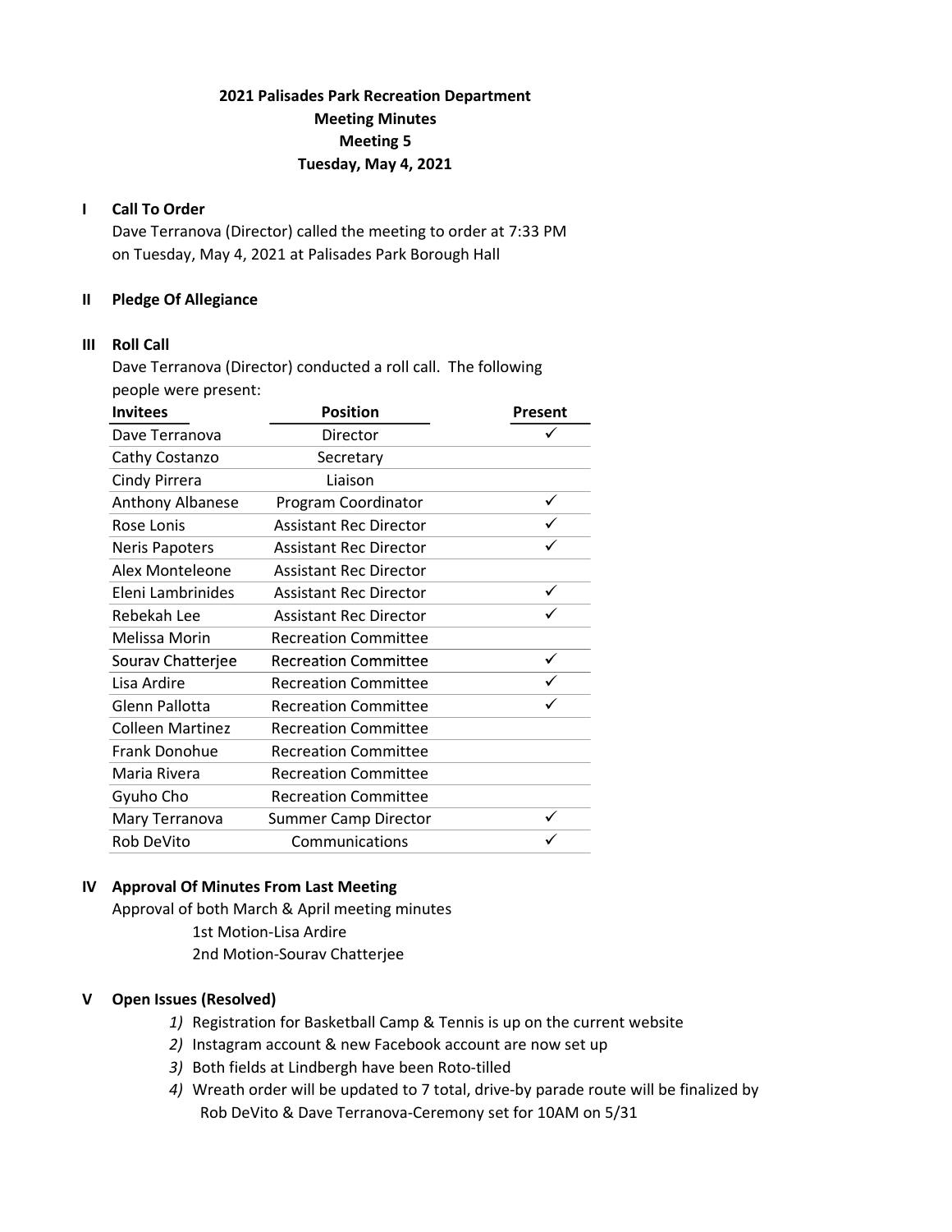# 2021 Palisades Park Recreation Department
## Meeting Minutes
## Meeting 5
## Tuesday, May 4, 2021

**I Call To Order**

Dave Terranova (Director) called the meeting to order at 7:33 PM on Tuesday, May 4, 2021 at Palisades Park Borough Hall

**II Pledge Of Allegiance**

**III Roll Call**

Dave Terranova (Director) conducted a roll call. The following people were present:

| Invitees | Position | Present |
|---|---|---|
| Dave Terranova | Director | ✓ |
| Cathy Costanzo | Secretary | |
| Cindy Pirrera | Liaison | |
| Anthony Albanese | Program Coordinator | ✓ |
| Rose Lonis | Assistant Rec Director | ✓ |
| Neris Papoters | Assistant Rec Director | ✓ |
| Alex Monteleone | Assistant Rec Director | |
| Eleni Lambrinides | Assistant Rec Director | ✓ |
| Rebekah Lee | Assistant Rec Director | ✓ |
| Melissa Morin | Recreation Committee | |
| Sourav Chatterjee | Recreation Committee | ✓ |
| Lisa Ardire | Recreation Committee | ✓ |
| Glenn Pallotta | Recreation Committee | ✓ |
| Colleen Martinez | Recreation Committee | |
| Frank Donohue | Recreation Committee | |
| Maria Rivera | Recreation Committee | |
| Gyuho Cho | Recreation Committee | |
| Mary Terranova | Summer Camp Director | ✓ |
| Rob DeVito | Communications | ✓ |

**IV Approval Of Minutes From Last Meeting**

Approval of both March & April meeting minutes

1st Motion-Lisa Ardire

2nd Motion-Sourav Chatterjee

**V Open Issues (Resolved)**

1) Registration for Basketball Camp & Tennis is up on the current website
2) Instagram account & new Facebook account are now set up
3) Both fields at Lindbergh have been Roto-tilled
4) Wreath order will be updated to 7 total, drive-by parade route will be finalized by Rob DeVito & Dave Terranova-Ceremony set for 10AM on 5/31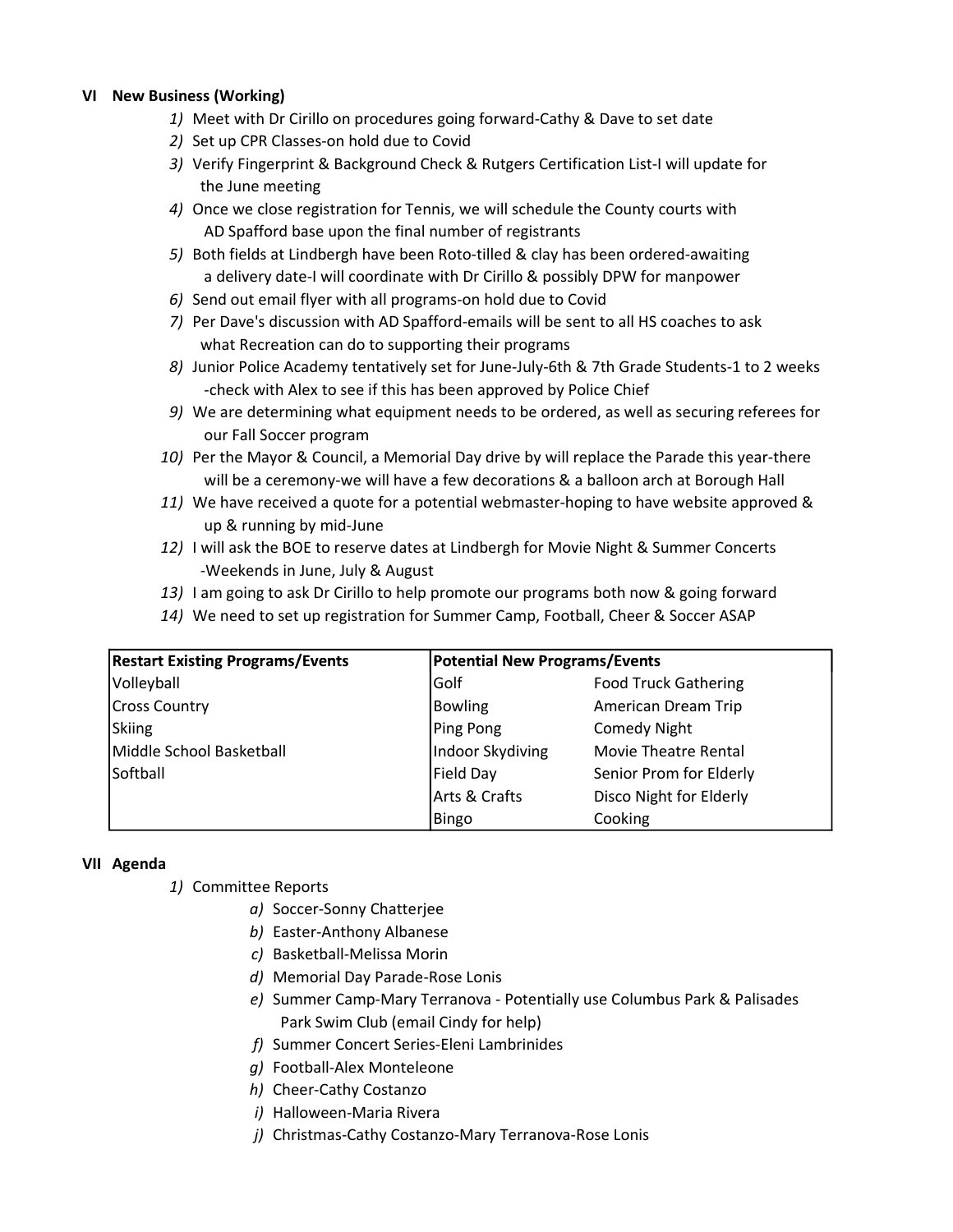## VI New Business (Working)

1) Meet with Dr Cirillo on procedures going forward-Cathy & Dave to set date
2) Set up CPR Classes-on hold due to Covid
3) Verify Fingerprint & Background Check & Rutgers Certification List-I will update for the June meeting
4) Once we close registration for Tennis, we will schedule the County courts with AD Spafford base upon the final number of registrants
5) Both fields at Lindbergh have been Roto-tilled & clay has been ordered-awaiting a delivery date-I will coordinate with Dr Cirillo & possibly DPW for manpower
6) Send out email flyer with all programs-on hold due to Covid
7) Per Dave's discussion with AD Spafford-emails will be sent to all HS coaches to ask what Recreation can do to supporting their programs
8) Junior Police Academy tentatively set for June-July-6th & 7th Grade Students-1 to 2 weeks -check with Alex to see if this has been approved by Police Chief
9) We are determining what equipment needs to be ordered, as well as securing referees for our Fall Soccer program
10) Per the Mayor & Council, a Memorial Day drive by will replace the Parade this year-there will be a ceremony-we will have a few decorations & a balloon arch at Borough Hall
11) We have received a quote for a potential webmaster-hoping to have website approved & up & running by mid-June
12) I will ask the BOE to reserve dates at Lindbergh for Movie Night & Summer Concerts -Weekends in June, July & August
13) I am going to ask Dr Cirillo to help promote our programs both now & going forward
14) We need to set up registration for Summer Camp, Football, Cheer & Soccer ASAP

| Restart Existing Programs/Events | Potential New Programs/Events | |
|---|---|---|
| Volleyball | Golf | Food Truck Gathering |
| Cross Country | Bowling | American Dream Trip |
| Skiing | Ping Pong | Comedy Night |
| Middle School Basketball | Indoor Skydiving | Movie Theatre Rental |
| Softball | Field Day | Senior Prom for Elderly |
| | Arts & Crafts | Disco Night for Elderly |
| | Bingo | Cooking |

## VII Agenda

1) Committee Reports
   a) Soccer-Sonny Chatterjee
   b) Easter-Anthony Albanese
   c) Basketball-Melissa Morin
   d) Memorial Day Parade-Rose Lonis
   e) Summer Camp-Mary Terranova - Potentially use Columbus Park & Palisades Park Swim Club (email Cindy for help)
   f) Summer Concert Series-Eleni Lambrinides
   g) Football-Alex Monteleone
   h) Cheer-Cathy Costanzo
   i) Halloween-Maria Rivera
   j) Christmas-Cathy Costanzo-Mary Terranova-Rose Lonis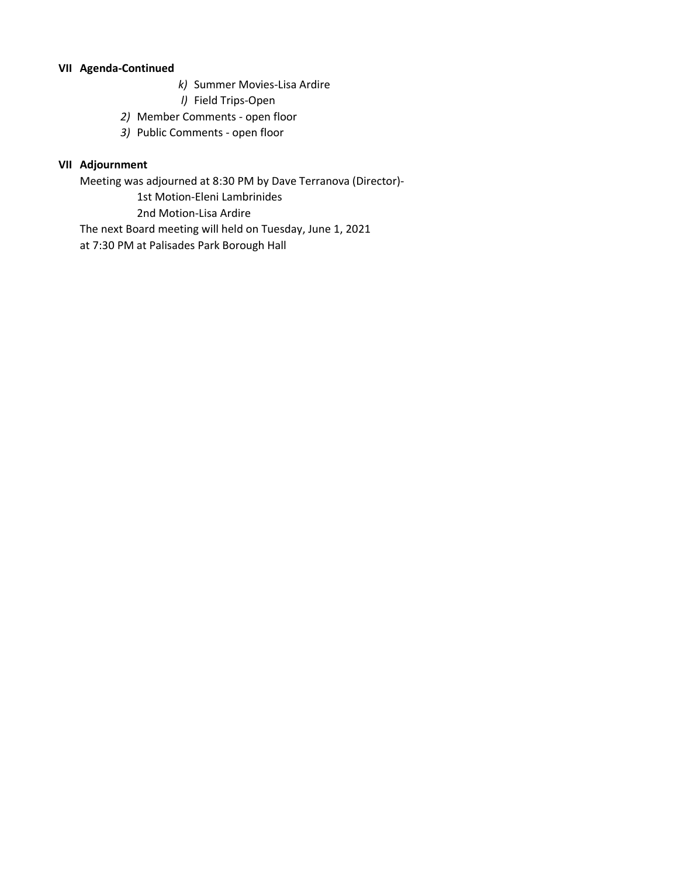**VII Agenda-Continued**

*k)* Summer Movies-Lisa Ardire

*l)* Field Trips-Open

*2)* Member Comments - open floor

*3)* Public Comments - open floor

**VII Adjournment**

Meeting was adjourned at 8:30 PM by Dave Terranova (Director)-

1st Motion-Eleni Lambrinides

2nd Motion-Lisa Ardire

The next Board meeting will held on Tuesday, June 1, 2021
at 7:30 PM at Palisades Park Borough Hall